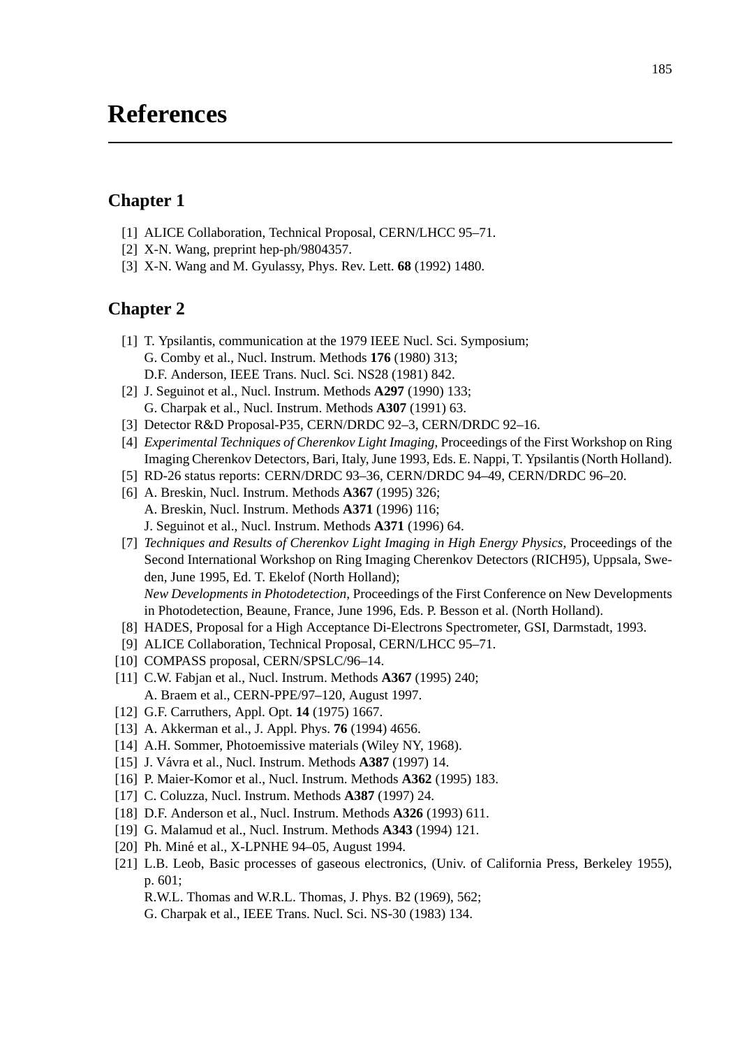# References

## Chapter 1

[1] ALICE Collaboration, Technical Proposal, CERN/LHCC 95–71.
[2] X-N. Wang, preprint hep-ph/9804357.
[3] X-N. Wang and M. Gyulassy, Phys. Rev. Lett. **68** (1992) 1480.

## Chapter 2

[1] T. Ypsilantis, communication at the 1979 IEEE Nucl. Sci. Symposium;
G. Comby et al., Nucl. Instrum. Methods **176** (1980) 313;
D.F. Anderson, IEEE Trans. Nucl. Sci. NS28 (1981) 842.
[2] J. Seguinot et al., Nucl. Instrum. Methods **A297** (1990) 133;
G. Charpak et al., Nucl. Instrum. Methods **A307** (1991) 63.
[3] Detector R&D Proposal-P35, CERN/DRDC 92–3, CERN/DRDC 92–16.
[4] *Experimental Techniques of Cherenkov Light Imaging*, Proceedings of the First Workshop on Ring Imaging Cherenkov Detectors, Bari, Italy, June 1993, Eds. E. Nappi, T. Ypsilantis (North Holland).
[5] RD-26 status reports: CERN/DRDC 93–36, CERN/DRDC 94–49, CERN/DRDC 96–20.
[6] A. Breskin, Nucl. Instrum. Methods **A367** (1995) 326;
A. Breskin, Nucl. Instrum. Methods **A371** (1996) 116;
J. Seguinot et al., Nucl. Instrum. Methods **A371** (1996) 64.
[7] *Techniques and Results of Cherenkov Light Imaging in High Energy Physics*, Proceedings of the Second International Workshop on Ring Imaging Cherenkov Detectors (RICH95), Uppsala, Sweden, June 1995, Ed. T. Ekelof (North Holland);
*New Developments in Photodetection*, Proceedings of the First Conference on New Developments in Photodetection, Beaune, France, June 1996, Eds. P. Besson et al. (North Holland).
[8] HADES, Proposal for a High Acceptance Di-Electrons Spectrometer, GSI, Darmstadt, 1993.
[9] ALICE Collaboration, Technical Proposal, CERN/LHCC 95–71.
[10] COMPASS proposal, CERN/SPSLC/96–14.
[11] C.W. Fabjan et al., Nucl. Instrum. Methods **A367** (1995) 240;
A. Braem et al., CERN-PPE/97–120, August 1997.
[12] G.F. Carruthers, Appl. Opt. **14** (1975) 1667.
[13] A. Akkerman et al., J. Appl. Phys. **76** (1994) 4656.
[14] A.H. Sommer, Photoemissive materials (Wiley NY, 1968).
[15] J. Vávra et al., Nucl. Instrum. Methods **A387** (1997) 14.
[16] P. Maier-Komor et al., Nucl. Instrum. Methods **A362** (1995) 183.
[17] C. Coluzza, Nucl. Instrum. Methods **A387** (1997) 24.
[18] D.F. Anderson et al., Nucl. Instrum. Methods **A326** (1993) 611.
[19] G. Malamud et al., Nucl. Instrum. Methods **A343** (1994) 121.
[20] Ph. Miné et al., X-LPNHE 94–05, August 1994.
[21] L.B. Leob, Basic processes of gaseous electronics, (Univ. of California Press, Berkeley 1955), p. 601;
R.W.L. Thomas and W.R.L. Thomas, J. Phys. B2 (1969), 562;
G. Charpak et al., IEEE Trans. Nucl. Sci. NS-30 (1983) 134.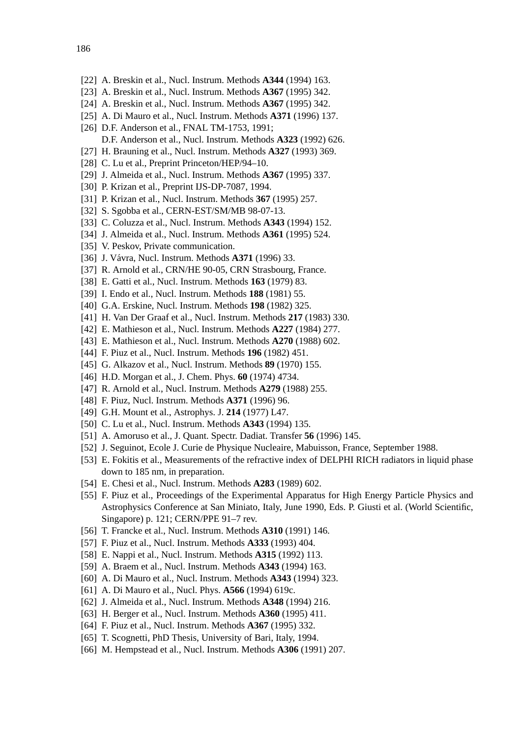[22] A. Breskin et al., Nucl. Instrum. Methods **A344** (1994) 163.
[23] A. Breskin et al., Nucl. Instrum. Methods **A367** (1995) 342.
[24] A. Breskin et al., Nucl. Instrum. Methods **A367** (1995) 342.
[25] A. Di Mauro et al., Nucl. Instrum. Methods **A371** (1996) 137.
[26] D.F. Anderson et al., FNAL TM-1753, 1991;
D.F. Anderson et al., Nucl. Instrum. Methods **A323** (1992) 626.
[27] H. Brauning et al., Nucl. Instrum. Methods **A327** (1993) 369.
[28] C. Lu et al., Preprint Princeton/HEP/94–10.
[29] J. Almeida et al., Nucl. Instrum. Methods **A367** (1995) 337.
[30] P. Krizan et al., Preprint IJS-DP-7087, 1994.
[31] P. Krizan et al., Nucl. Instrum. Methods **367** (1995) 257.
[32] S. Sgobba et al., CERN-EST/SM/MB 98-07-13.
[33] C. Coluzza et al., Nucl. Instrum. Methods **A343** (1994) 152.
[34] J. Almeida et al., Nucl. Instrum. Methods **A361** (1995) 524.
[35] V. Peskov, Private communication.
[36] J. Vávra, Nucl. Instrum. Methods **A371** (1996) 33.
[37] R. Arnold et al., CRN/HE 90-05, CRN Strasbourg, France.
[38] E. Gatti et al., Nucl. Instrum. Methods **163** (1979) 83.
[39] I. Endo et al., Nucl. Instrum. Methods **188** (1981) 55.
[40] G.A. Erskine, Nucl. Instrum. Methods **198** (1982) 325.
[41] H. Van Der Graaf et al., Nucl. Instrum. Methods **217** (1983) 330.
[42] E. Mathieson et al., Nucl. Instrum. Methods **A227** (1984) 277.
[43] E. Mathieson et al., Nucl. Instrum. Methods **A270** (1988) 602.
[44] F. Piuz et al., Nucl. Instrum. Methods **196** (1982) 451.
[45] G. Alkazov et al., Nucl. Instrum. Methods **89** (1970) 155.
[46] H.D. Morgan et al., J. Chem. Phys. **60** (1974) 4734.
[47] R. Arnold et al., Nucl. Instrum. Methods **A279** (1988) 255.
[48] F. Piuz, Nucl. Instrum. Methods **A371** (1996) 96.
[49] G.H. Mount et al., Astrophys. J. **214** (1977) L47.
[50] C. Lu et al., Nucl. Instrum. Methods **A343** (1994) 135.
[51] A. Amoruso et al., J. Quant. Spectr. Dadiat. Transfer **56** (1996) 145.
[52] J. Seguinot, Ecole J. Curie de Physique Nucleaire, Mabuisson, France, September 1988.
[53] E. Fokitis et al., Measurements of the refractive index of DELPHI RICH radiators in liquid phase down to 185 nm, in preparation.
[54] E. Chesi et al., Nucl. Instrum. Methods **A283** (1989) 602.
[55] F. Piuz et al., Proceedings of the Experimental Apparatus for High Energy Particle Physics and Astrophysics Conference at San Miniato, Italy, June 1990, Eds. P. Giusti et al. (World Scientific, Singapore) p. 121; CERN/PPE 91–7 rev.
[56] T. Francke et al., Nucl. Instrum. Methods **A310** (1991) 146.
[57] F. Piuz et al., Nucl. Instrum. Methods **A333** (1993) 404.
[58] E. Nappi et al., Nucl. Instrum. Methods **A315** (1992) 113.
[59] A. Braem et al., Nucl. Instrum. Methods **A343** (1994) 163.
[60] A. Di Mauro et al., Nucl. Instrum. Methods **A343** (1994) 323.
[61] A. Di Mauro et al., Nucl. Phys. **A566** (1994) 619c.
[62] J. Almeida et al., Nucl. Instrum. Methods **A348** (1994) 216.
[63] H. Berger et al., Nucl. Instrum. Methods **A360** (1995) 411.
[64] F. Piuz et al., Nucl. Instrum. Methods **A367** (1995) 332.
[65] T. Scognetti, PhD Thesis, University of Bari, Italy, 1994.
[66] M. Hempstead et al., Nucl. Instrum. Methods **A306** (1991) 207.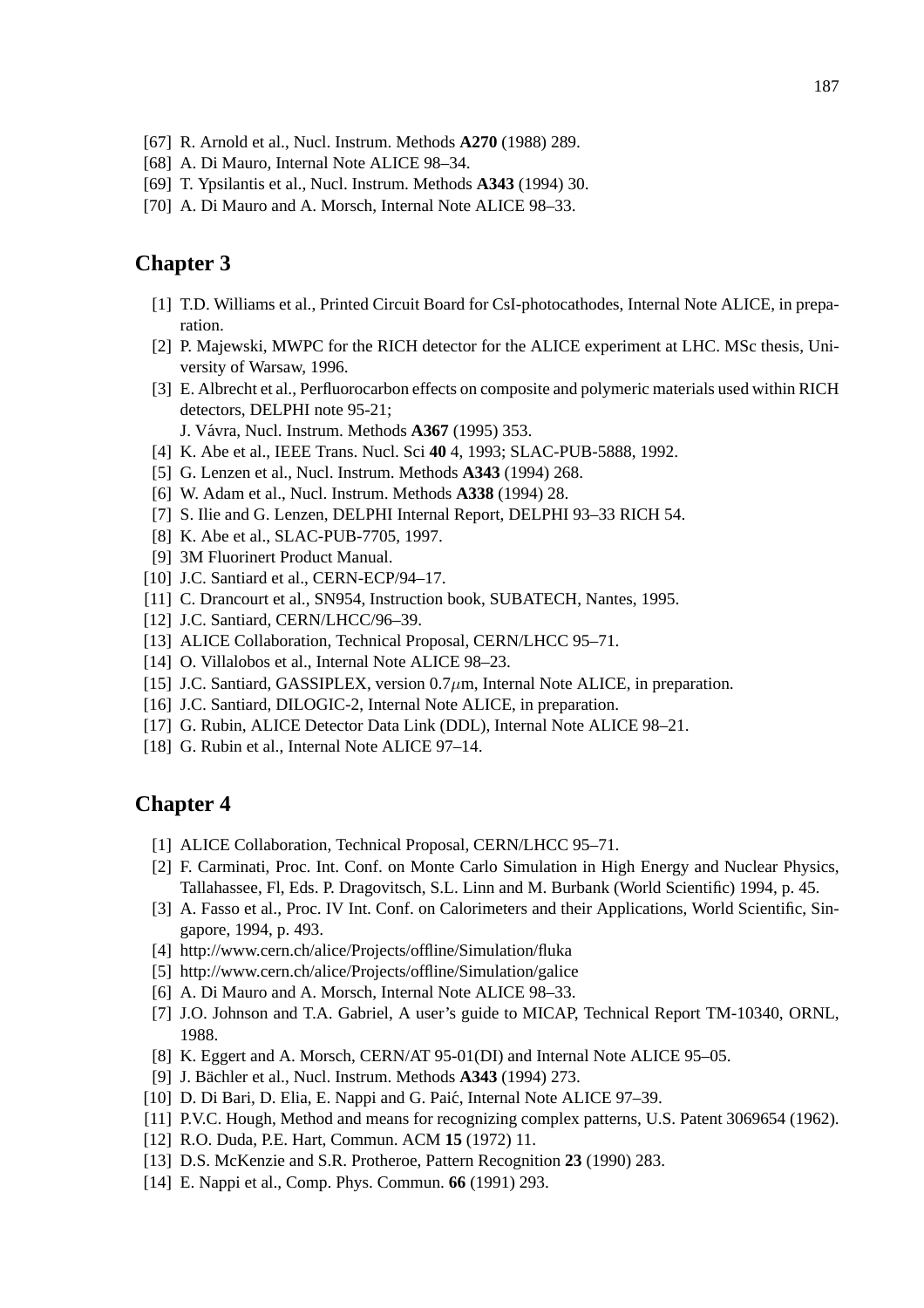[67] R. Arnold et al., Nucl. Instrum. Methods **A270** (1988) 289.
[68] A. Di Mauro, Internal Note ALICE 98–34.
[69] T. Ypsilantis et al., Nucl. Instrum. Methods **A343** (1994) 30.
[70] A. Di Mauro and A. Morsch, Internal Note ALICE 98–33.

## Chapter 3

[1] T.D. Williams et al., Printed Circuit Board for CsI-photocathodes, Internal Note ALICE, in preparation.
[2] P. Majewski, MWPC for the RICH detector for the ALICE experiment at LHC. MSc thesis, University of Warsaw, 1996.
[3] E. Albrecht et al., Perfluorocarbon effects on composite and polymeric materials used within RICH detectors, DELPHI note 95-21;
J. Vávra, Nucl. Instrum. Methods **A367** (1995) 353.
[4] K. Abe et al., IEEE Trans. Nucl. Sci **40** 4, 1993; SLAC-PUB-5888, 1992.
[5] G. Lenzen et al., Nucl. Instrum. Methods **A343** (1994) 268.
[6] W. Adam et al., Nucl. Instrum. Methods **A338** (1994) 28.
[7] S. Ilie and G. Lenzen, DELPHI Internal Report, DELPHI 93–33 RICH 54.
[8] K. Abe et al., SLAC-PUB-7705, 1997.
[9] 3M Fluorinert Product Manual.
[10] J.C. Santiard et al., CERN-ECP/94–17.
[11] C. Drancourt et al., SN954, Instruction book, SUBATECH, Nantes, 1995.
[12] J.C. Santiard, CERN/LHCC/96–39.
[13] ALICE Collaboration, Technical Proposal, CERN/LHCC 95–71.
[14] O. Villalobos et al., Internal Note ALICE 98–23.
[15] J.C. Santiard, GASSIPLEX, version 0.7$\mu$m, Internal Note ALICE, in preparation.
[16] J.C. Santiard, DILOGIC-2, Internal Note ALICE, in preparation.
[17] G. Rubin, ALICE Detector Data Link (DDL), Internal Note ALICE 98–21.
[18] G. Rubin et al., Internal Note ALICE 97–14.

## Chapter 4

[1] ALICE Collaboration, Technical Proposal, CERN/LHCC 95–71.
[2] F. Carminati, Proc. Int. Conf. on Monte Carlo Simulation in High Energy and Nuclear Physics, Tallahassee, Fl, Eds. P. Dragovitsch, S.L. Linn and M. Burbank (World Scientific) 1994, p. 45.
[3] A. Fasso et al., Proc. IV Int. Conf. on Calorimeters and their Applications, World Scientific, Singapore, 1994, p. 493.
[4] http://www.cern.ch/alice/Projects/offline/Simulation/fluka
[5] http://www.cern.ch/alice/Projects/offline/Simulation/galice
[6] A. Di Mauro and A. Morsch, Internal Note ALICE 98–33.
[7] J.O. Johnson and T.A. Gabriel, A user's guide to MICAP, Technical Report TM-10340, ORNL, 1988.
[8] K. Eggert and A. Morsch, CERN/AT 95-01(DI) and Internal Note ALICE 95–05.
[9] J. Bächler et al., Nucl. Instrum. Methods **A343** (1994) 273.
[10] D. Di Bari, D. Elia, E. Nappi and G. Paić, Internal Note ALICE 97–39.
[11] P.V.C. Hough, Method and means for recognizing complex patterns, U.S. Patent 3069654 (1962).
[12] R.O. Duda, P.E. Hart, Commun. ACM **15** (1972) 11.
[13] D.S. McKenzie and S.R. Protheroe, Pattern Recognition **23** (1990) 283.
[14] E. Nappi et al., Comp. Phys. Commun. **66** (1991) 293.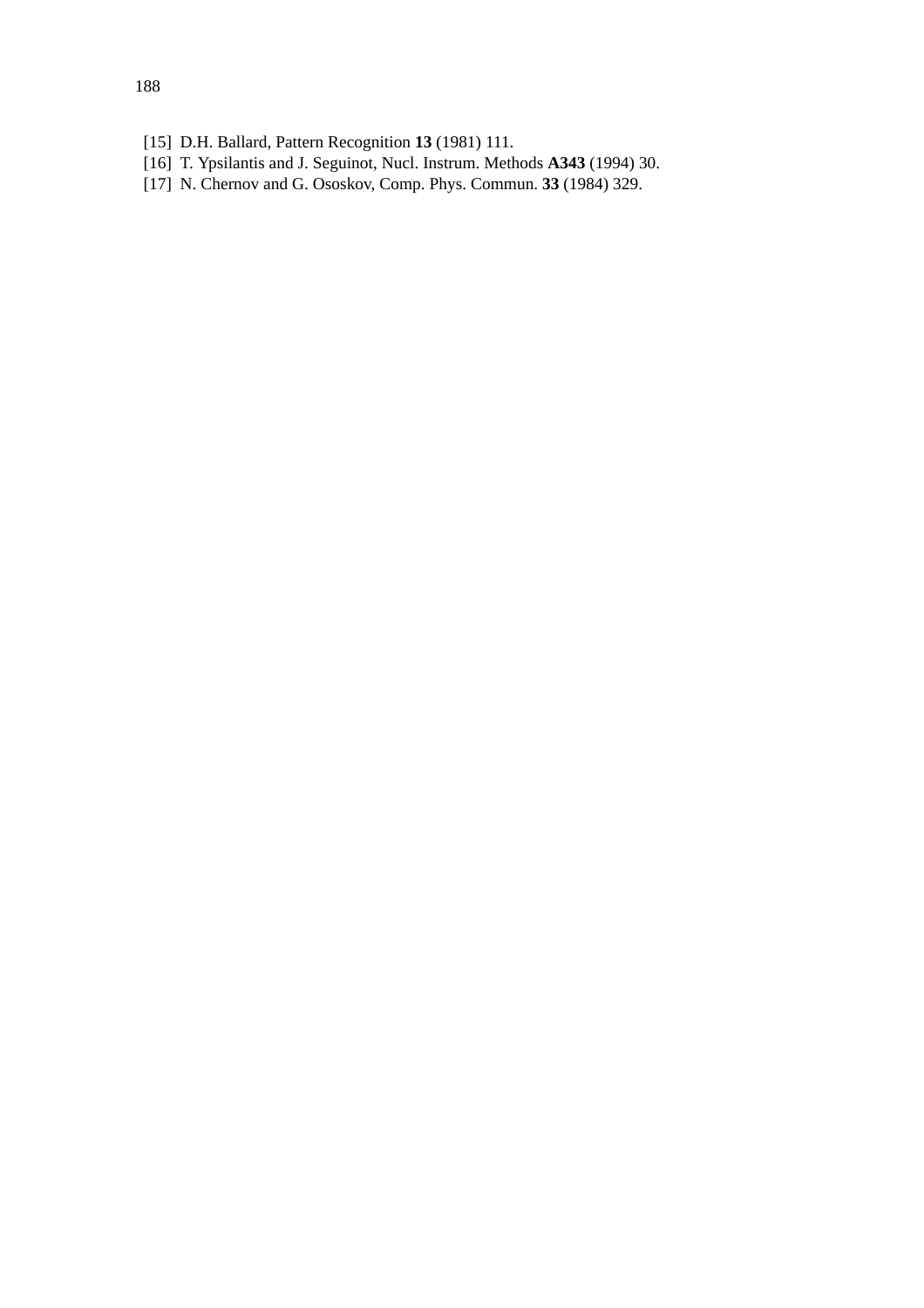[15] D.H. Ballard, Pattern Recognition **13** (1981) 111.

[16] T. Ypsilantis and J. Seguinot, Nucl. Instrum. Methods **A343** (1994) 30.

[17] N. Chernov and G. Ososkov, Comp. Phys. Commun. **33** (1984) 329.